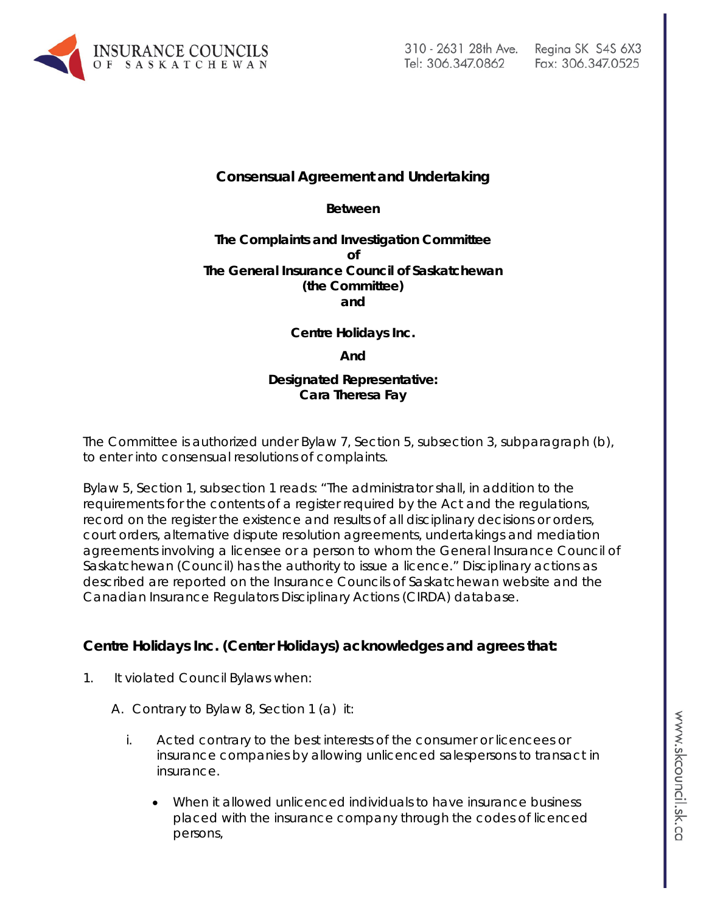**Consensual Agreement and Undertaking**

**Between**

**The Complaints and Investigation Committee**
**of**
**The General Insurance Council of Saskatchewan**
**(the Committee)**
**and**

**Centre Holidays Inc.**

**And**

**Designated Representative:**
**Cara Theresa Fay**

The Committee is authorized under Bylaw 7, Section 5, subsection 3, subparagraph (b), to enter into consensual resolutions of complaints.

Bylaw 5, Section 1, subsection 1 reads: "The administrator shall, in addition to the requirements for the contents of a register required by the Act and the regulations, record on the register the existence and results of all disciplinary decisions or orders, court orders, alternative dispute resolution agreements, undertakings and mediation agreements involving a licensee or a person to whom the General Insurance Council of Saskatchewan (Council) has the authority to issue a licence." Disciplinary actions as described are reported on the Insurance Councils of Saskatchewan website and the Canadian Insurance Regulators Disciplinary Actions (CIRDA) database.

## Centre Holidays Inc. (Center Holidays) acknowledges and agrees that:

1. It violated Council Bylaws when:

   A. Contrary to Bylaw 8, Section 1 (a) it:

      i. Acted contrary to the best interests of the consumer or licencees or insurance companies by allowing unlicenced salespersons to transact in insurance.

         - When it allowed unlicenced individuals to have insurance business placed with the insurance company through the codes of licenced persons,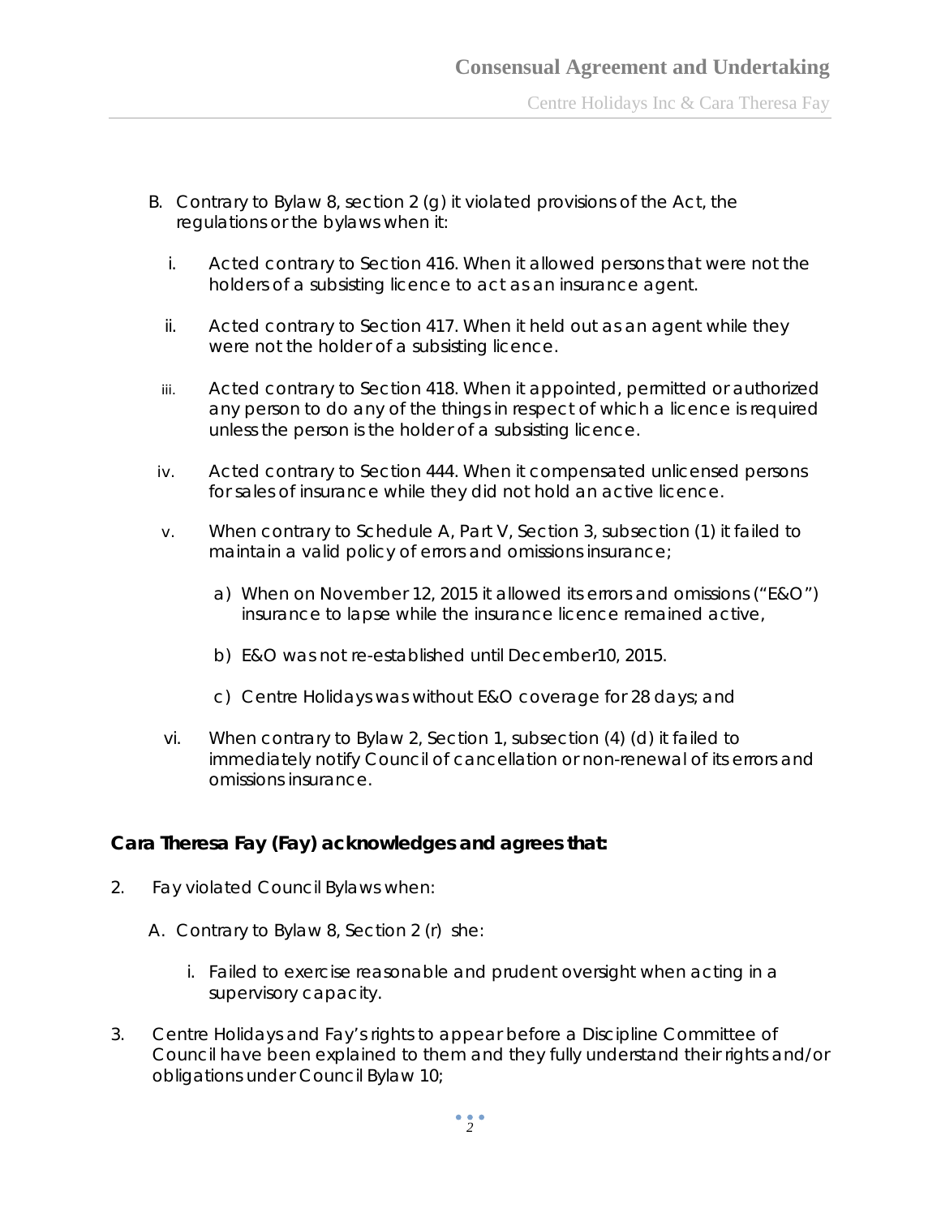B. Contrary to Bylaw 8, section 2 (g) it violated provisions of the Act, the regulations or the bylaws when it:

   i. Acted contrary to Section 416. When it allowed persons that were not the holders of a subsisting licence to act as an insurance agent.

   ii. Acted contrary to Section 417. When it held out as an agent while they were not the holder of a subsisting licence.

   iii. Acted contrary to Section 418. When it appointed, permitted or authorized any person to do any of the things in respect of which a licence is required unless the person is the holder of a subsisting licence.

   iv. Acted contrary to Section 444. When it compensated unlicensed persons for sales of insurance while they did not hold an active licence.

   v. When contrary to Schedule A, Part V, Section 3, subsection (1) it failed to maintain a valid policy of errors and omissions insurance;

      a) When on November 12, 2015 it allowed its errors and omissions ("E&O") insurance to lapse while the insurance licence remained active,

      b) E&O was not re-established until December10, 2015.

      c) Centre Holidays was without E&O coverage for 28 days; and

   vi. When contrary to Bylaw 2, Section 1, subsection (4) (d) it failed to immediately notify Council of cancellation or non-renewal of its errors and omissions insurance.

**Cara Theresa Fay (Fay) acknowledges and agrees that:**

2. Fay violated Council Bylaws when:

   A. Contrary to Bylaw 8, Section 2 (r) she:

      i. Failed to exercise reasonable and prudent oversight when acting in a supervisory capacity.

3. Centre Holidays and Fay's rights to appear before a Discipline Committee of Council have been explained to them and they fully understand their rights and/or obligations under Council Bylaw 10;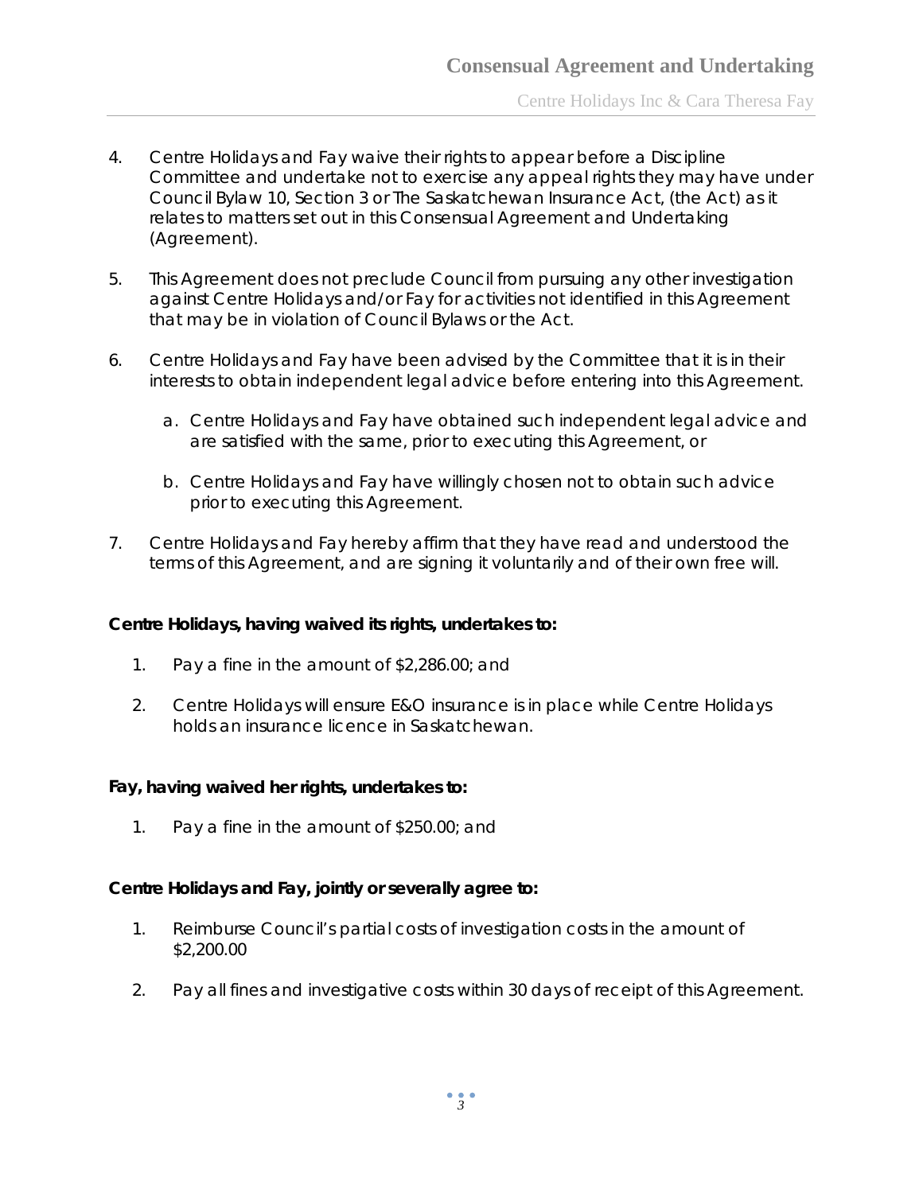4. Centre Holidays and Fay waive their rights to appear before a Discipline Committee and undertake not to exercise any appeal rights they may have under Council Bylaw 10, Section 3 or The Saskatchewan Insurance Act, (the Act) as it relates to matters set out in this Consensual Agreement and Undertaking (Agreement).

5. This Agreement does not preclude Council from pursuing any other investigation against Centre Holidays and/or Fay for activities not identified in this Agreement that may be in violation of Council Bylaws or the Act.

6. Centre Holidays and Fay have been advised by the Committee that it is in their interests to obtain independent legal advice before entering into this Agreement.

   a. Centre Holidays and Fay have obtained such independent legal advice and are satisfied with the same, prior to executing this Agreement, or

   b. Centre Holidays and Fay have willingly chosen not to obtain such advice prior to executing this Agreement.

7. Centre Holidays and Fay hereby affirm that they have read and understood the terms of this Agreement, and are signing it voluntarily and of their own free will.

**Centre Holidays, having waived its rights, undertakes to:**

1. Pay a fine in the amount of $2,286.00; and

2. Centre Holidays will ensure E&O insurance is in place while Centre Holidays holds an insurance licence in Saskatchewan.

**Fay, having waived her rights, undertakes to:**

1. Pay a fine in the amount of $250.00; and

**Centre Holidays and Fay, jointly or severally agree to:**

1. Reimburse Council's partial costs of investigation costs in the amount of $2,200.00

2. Pay all fines and investigative costs within 30 days of receipt of this Agreement.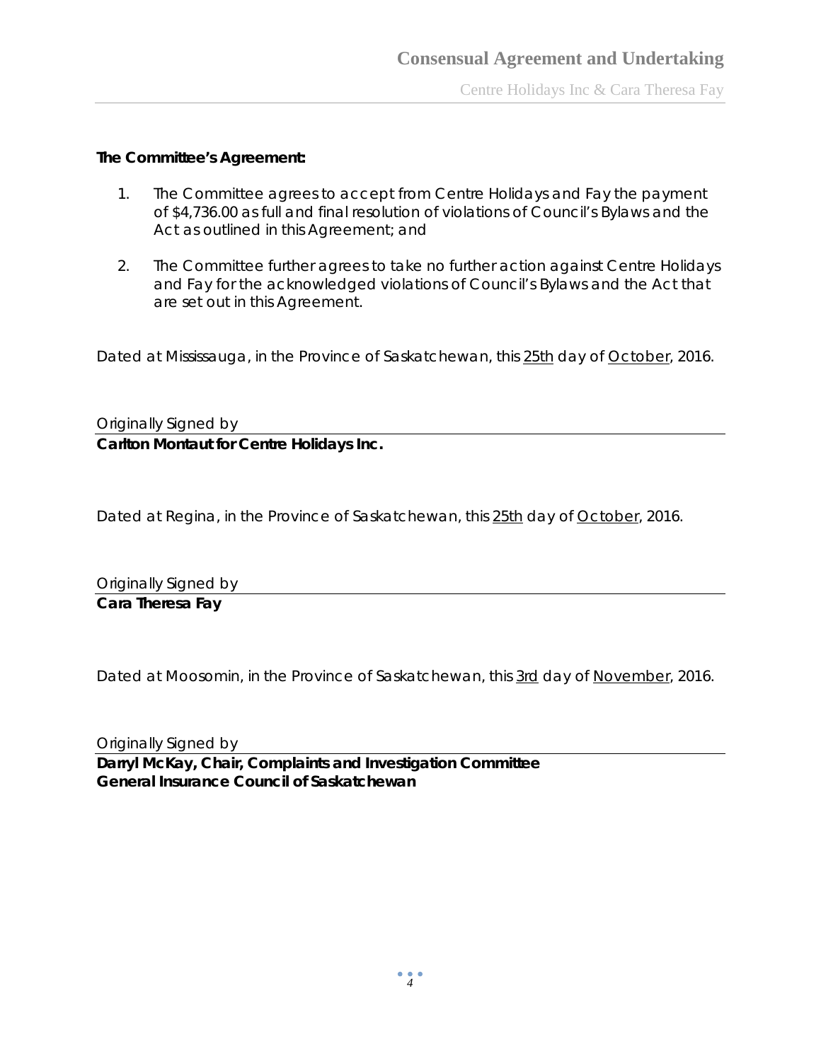**The Committee's Agreement:**

1. The Committee agrees to accept from Centre Holidays and Fay the payment of $4,736.00 as full and final resolution of violations of Council's Bylaws and the Act as outlined in this Agreement; and

2. The Committee further agrees to take no further action against Centre Holidays and Fay for the acknowledged violations of Council's Bylaws and the Act that are set out in this Agreement.

Dated at Mississauga, in the Province of Saskatchewan, this 25th day of October, 2016.

Originally Signed by

**Carlton Montaut for Centre Holidays Inc.**

Dated at Regina, in the Province of Saskatchewan, this 25th day of October, 2016.

Originally Signed by

**Cara Theresa Fay**

Dated at Moosomin, in the Province of Saskatchewan, this 3rd day of November, 2016.

Originally Signed by

**Darryl McKay, Chair, Complaints and Investigation Committee**
**General Insurance Council of Saskatchewan**